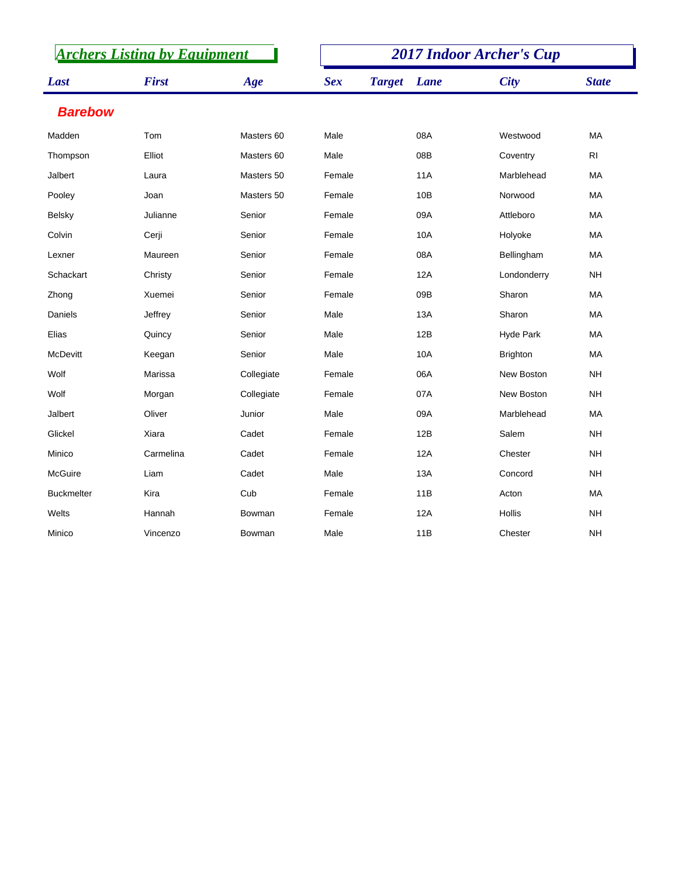## Archers Listing by Equipment

## 2017 Indoor Archer's Cup

| Last | First | Age | Sex | Target | Lane | City | State |
|---|---|---|---|---|---|---|---|
| **Barebow** | | | | | | | |
| Madden | Tom | Masters 60 | Male | | 08A | Westwood | MA |
| Thompson | Elliot | Masters 60 | Male | | 08B | Coventry | RI |
| Jalbert | Laura | Masters 50 | Female | | 11A | Marblehead | MA |
| Pooley | Joan | Masters 50 | Female | | 10B | Norwood | MA |
| Belsky | Julianne | Senior | Female | | 09A | Attleboro | MA |
| Colvin | Cerji | Senior | Female | | 10A | Holyoke | MA |
| Lexner | Maureen | Senior | Female | | 08A | Bellingham | MA |
| Schackart | Christy | Senior | Female | | 12A | Londonderry | NH |
| Zhong | Xuemei | Senior | Female | | 09B | Sharon | MA |
| Daniels | Jeffrey | Senior | Male | | 13A | Sharon | MA |
| Elias | Quincy | Senior | Male | | 12B | Hyde Park | MA |
| McDevitt | Keegan | Senior | Male | | 10A | Brighton | MA |
| Wolf | Marissa | Collegiate | Female | | 06A | New Boston | NH |
| Wolf | Morgan | Collegiate | Female | | 07A | New Boston | NH |
| Jalbert | Oliver | Junior | Male | | 09A | Marblehead | MA |
| Glickel | Xiara | Cadet | Female | | 12B | Salem | NH |
| Minico | Carmelina | Cadet | Female | | 12A | Chester | NH |
| McGuire | Liam | Cadet | Male | | 13A | Concord | NH |
| Buckmelter | Kira | Cub | Female | | 11B | Acton | MA |
| Welts | Hannah | Bowman | Female | | 12A | Hollis | NH |
| Minico | Vincenzo | Bowman | Male | | 11B | Chester | NH |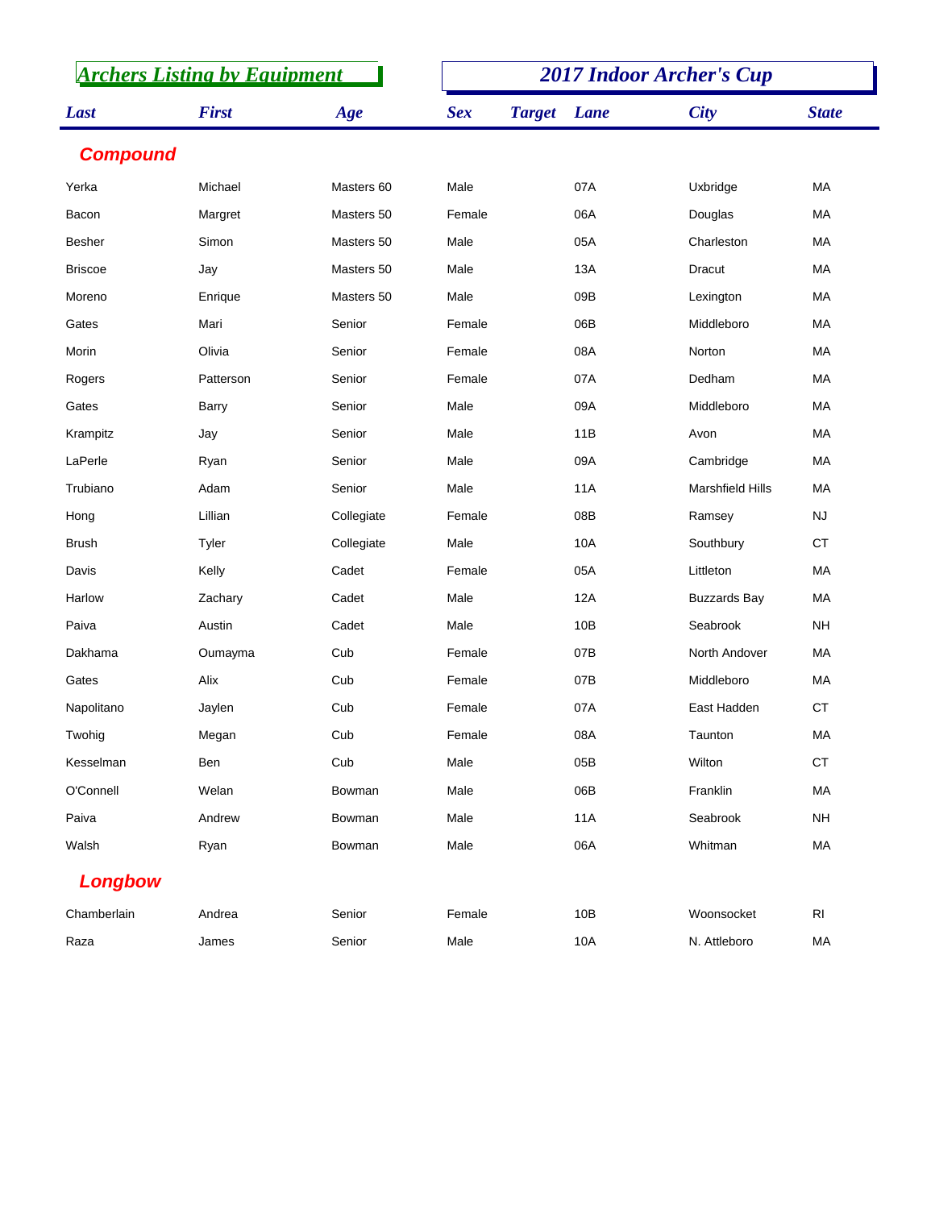## Archers Listing by Equipment

## 2017 Indoor Archer's Cup

| Last | First | Age | Sex | Target | Lane | City | State |
|---|---|---|---|---|---|---|---|
| **Compound** | | | | | | | |
| Yerka | Michael | Masters 60 | Male | | 07A | Uxbridge | MA |
| Bacon | Margret | Masters 50 | Female | | 06A | Douglas | MA |
| Besher | Simon | Masters 50 | Male | | 05A | Charleston | MA |
| Briscoe | Jay | Masters 50 | Male | | 13A | Dracut | MA |
| Moreno | Enrique | Masters 50 | Male | | 09B | Lexington | MA |
| Gates | Mari | Senior | Female | | 06B | Middleboro | MA |
| Morin | Olivia | Senior | Female | | 08A | Norton | MA |
| Rogers | Patterson | Senior | Female | | 07A | Dedham | MA |
| Gates | Barry | Senior | Male | | 09A | Middleboro | MA |
| Krampitz | Jay | Senior | Male | | 11B | Avon | MA |
| LaPerle | Ryan | Senior | Male | | 09A | Cambridge | MA |
| Trubiano | Adam | Senior | Male | | 11A | Marshfield Hills | MA |
| Hong | Lillian | Collegiate | Female | | 08B | Ramsey | NJ |
| Brush | Tyler | Collegiate | Male | | 10A | Southbury | CT |
| Davis | Kelly | Cadet | Female | | 05A | Littleton | MA |
| Harlow | Zachary | Cadet | Male | | 12A | Buzzards Bay | MA |
| Paiva | Austin | Cadet | Male | | 10B | Seabrook | NH |
| Dakhama | Oumayma | Cub | Female | | 07B | North Andover | MA |
| Gates | Alix | Cub | Female | | 07B | Middleboro | MA |
| Napolitano | Jaylen | Cub | Female | | 07A | East Hadden | CT |
| Twohig | Megan | Cub | Female | | 08A | Taunton | MA |
| Kesselman | Ben | Cub | Male | | 05B | Wilton | CT |
| O'Connell | Welan | Bowman | Male | | 06B | Franklin | MA |
| Paiva | Andrew | Bowman | Male | | 11A | Seabrook | NH |
| Walsh | Ryan | Bowman | Male | | 06A | Whitman | MA |
| **Longbow** | | | | | | | |
| Chamberlain | Andrea | Senior | Female | | 10B | Woonsocket | RI |
| Raza | James | Senior | Male | | 10A | N. Attleboro | MA |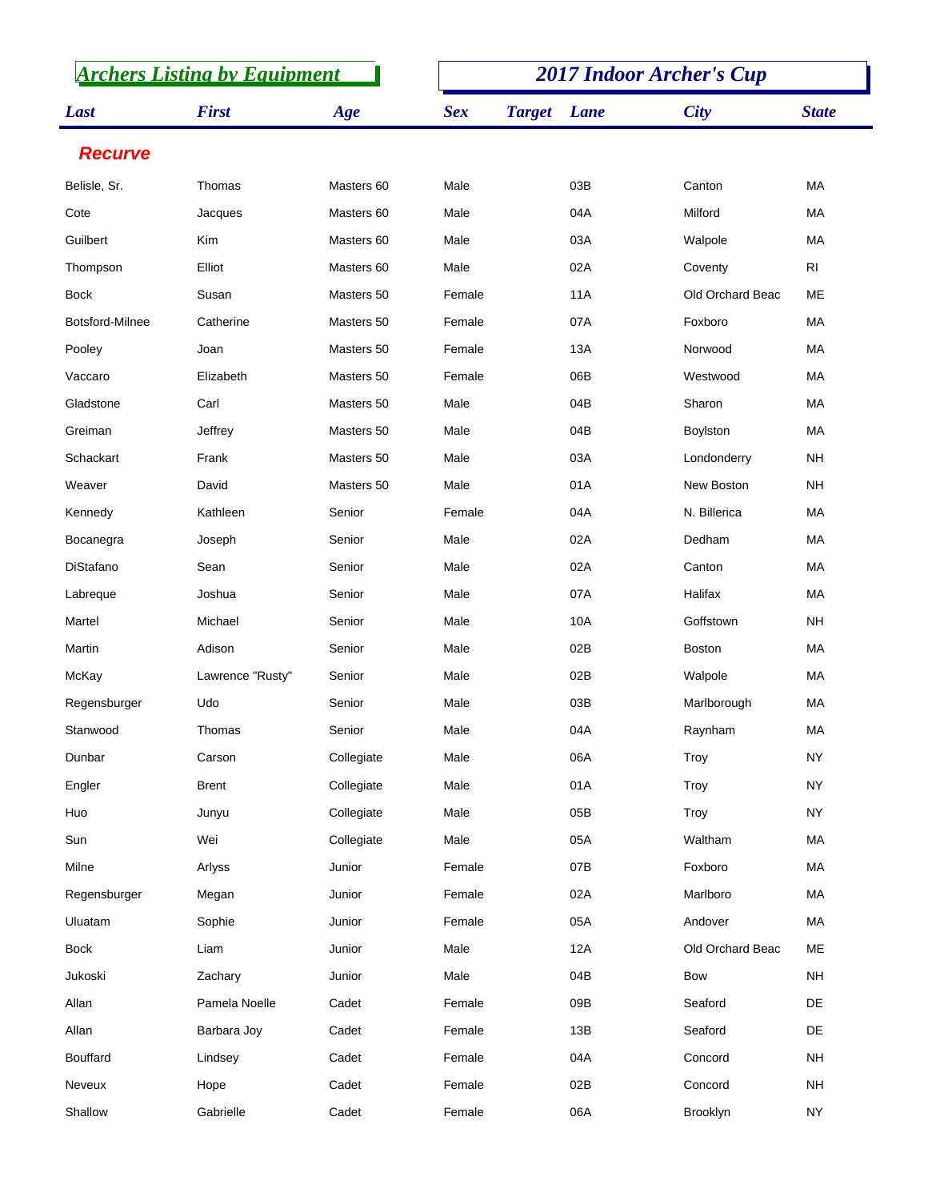## Archers Listing by Equipment

## 2017 Indoor Archer's Cup

| Last | First | Age | Sex | Target | Lane | City | State |
|---|---|---|---|---|---|---|---|
| **Recurve** | | | | | | | |
| Belisle, Sr. | Thomas | Masters 60 | Male | | 03B | Canton | MA |
| Cote | Jacques | Masters 60 | Male | | 04A | Milford | MA |
| Guilbert | Kim | Masters 60 | Male | | 03A | Walpole | MA |
| Thompson | Elliot | Masters 60 | Male | | 02A | Coventy | RI |
| Bock | Susan | Masters 50 | Female | | 11A | Old Orchard Beac | ME |
| Botsford-Milnee | Catherine | Masters 50 | Female | | 07A | Foxboro | MA |
| Pooley | Joan | Masters 50 | Female | | 13A | Norwood | MA |
| Vaccaro | Elizabeth | Masters 50 | Female | | 06B | Westwood | MA |
| Gladstone | Carl | Masters 50 | Male | | 04B | Sharon | MA |
| Greiman | Jeffrey | Masters 50 | Male | | 04B | Boylston | MA |
| Schackart | Frank | Masters 50 | Male | | 03A | Londonderry | NH |
| Weaver | David | Masters 50 | Male | | 01A | New Boston | NH |
| Kennedy | Kathleen | Senior | Female | | 04A | N. Billerica | MA |
| Bocanegra | Joseph | Senior | Male | | 02A | Dedham | MA |
| DiStafano | Sean | Senior | Male | | 02A | Canton | MA |
| Labreque | Joshua | Senior | Male | | 07A | Halifax | MA |
| Martel | Michael | Senior | Male | | 10A | Goffstown | NH |
| Martin | Adison | Senior | Male | | 02B | Boston | MA |
| McKay | Lawrence "Rusty" | Senior | Male | | 02B | Walpole | MA |
| Regensburger | Udo | Senior | Male | | 03B | Marlborough | MA |
| Stanwood | Thomas | Senior | Male | | 04A | Raynham | MA |
| Dunbar | Carson | Collegiate | Male | | 06A | Troy | NY |
| Engler | Brent | Collegiate | Male | | 01A | Troy | NY |
| Huo | Junyu | Collegiate | Male | | 05B | Troy | NY |
| Sun | Wei | Collegiate | Male | | 05A | Waltham | MA |
| Milne | Arlyss | Junior | Female | | 07B | Foxboro | MA |
| Regensburger | Megan | Junior | Female | | 02A | Marlboro | MA |
| Uluatam | Sophie | Junior | Female | | 05A | Andover | MA |
| Bock | Liam | Junior | Male | | 12A | Old Orchard Beac | ME |
| Jukoski | Zachary | Junior | Male | | 04B | Bow | NH |
| Allan | Pamela Noelle | Cadet | Female | | 09B | Seaford | DE |
| Allan | Barbara Joy | Cadet | Female | | 13B | Seaford | DE |
| Bouffard | Lindsey | Cadet | Female | | 04A | Concord | NH |
| Neveux | Hope | Cadet | Female | | 02B | Concord | NH |
| Shallow | Gabrielle | Cadet | Female | | 06A | Brooklyn | NY |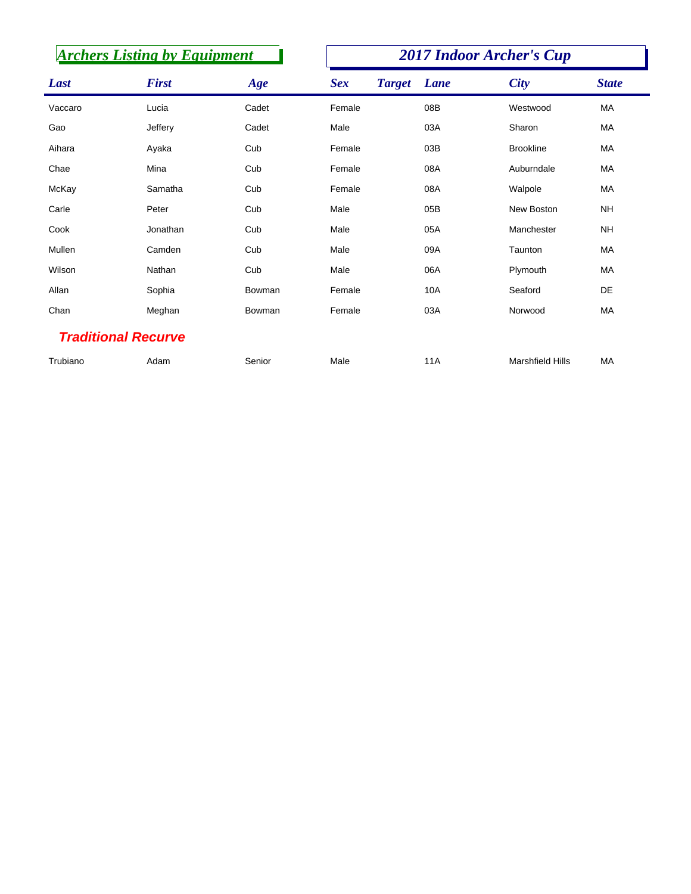## Archers Listing by Equipment

## 2017 Indoor Archer's Cup

| Last | First | Age | Sex | Target | Lane | City | State |
|---|---|---|---|---|---|---|---|
| Vaccaro | Lucia | Cadet | Female | | 08B | Westwood | MA |
| Gao | Jeffery | Cadet | Male | | 03A | Sharon | MA |
| Aihara | Ayaka | Cub | Female | | 03B | Brookline | MA |
| Chae | Mina | Cub | Female | | 08A | Auburndale | MA |
| McKay | Samatha | Cub | Female | | 08A | Walpole | MA |
| Carle | Peter | Cub | Male | | 05B | New Boston | NH |
| Cook | Jonathan | Cub | Male | | 05A | Manchester | NH |
| Mullen | Camden | Cub | Male | | 09A | Taunton | MA |
| Wilson | Nathan | Cub | Male | | 06A | Plymouth | MA |
| Allan | Sophia | Bowman | Female | | 10A | Seaford | DE |
| Chan | Meghan | Bowman | Female | | 03A | Norwood | MA |
| **Traditional Recurve** | | | | | | | |
| Trubiano | Adam | Senior | Male | | 11A | Marshfield Hills | MA |